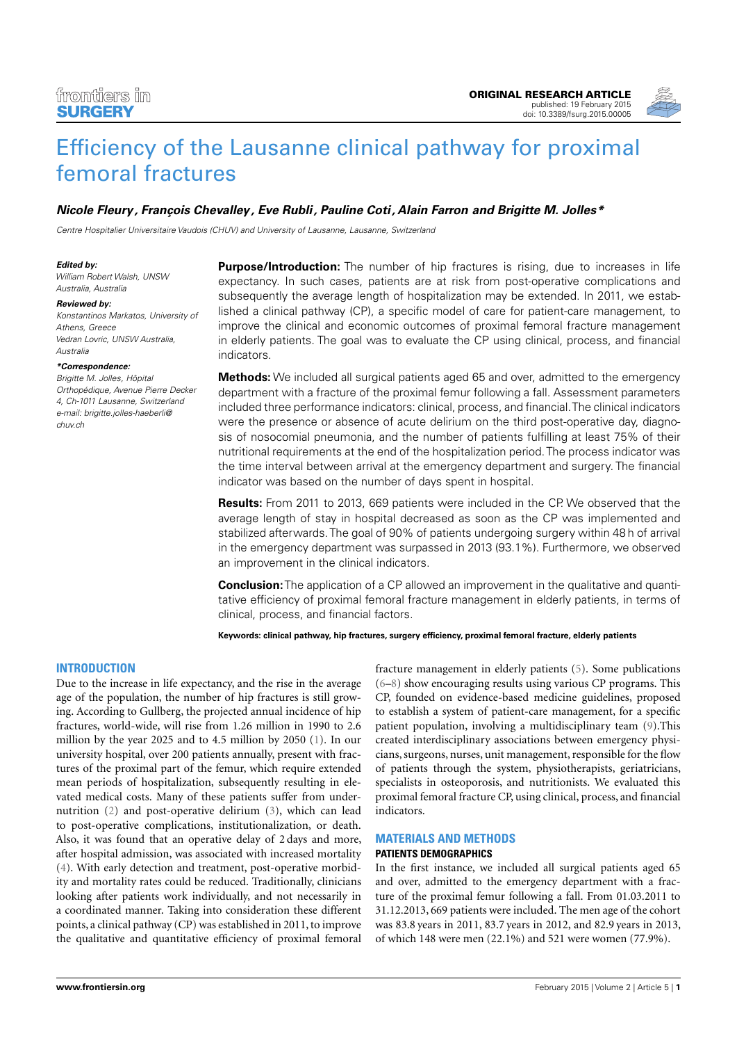ORIGINAL RESEARCH ARTICLE
published: 19 February 2015
doi: 10.3389/fsurg.2015.00005

# Efficiency of the Lausanne clinical pathway for proximal femoral fractures

***Nicole Fleury, François Chevalley, Eve Rubli, Pauline Coti, Alain Farron and Brigitte M. Jolles****

*Centre Hospitalier Universitaire Vaudois (CHUV) and University of Lausanne, Lausanne, Switzerland*

***Edited by:***
*William Robert Walsh, UNSW Australia, Australia*

***Reviewed by:***
*Konstantinos Markatos, University of Athens, Greece*
*Vedran Lovric, UNSW Australia, Australia*

***\*Correspondence:***
*Brigitte M. Jolles, Hôpital Orthopédique, Avenue Pierre Decker 4, Ch-1011 Lausanne, Switzerland*
*e-mail: brigitte.jolles-haeberli@chuv.ch*

**Purpose/Introduction:** The number of hip fractures is rising, due to increases in life expectancy. In such cases, patients are at risk from post-operative complications and subsequently the average length of hospitalization may be extended. In 2011, we established a clinical pathway (CP), a specific model of care for patient-care management, to improve the clinical and economic outcomes of proximal femoral fracture management in elderly patients. The goal was to evaluate the CP using clinical, process, and financial indicators.

**Methods:** We included all surgical patients aged 65 and over, admitted to the emergency department with a fracture of the proximal femur following a fall. Assessment parameters included three performance indicators: clinical, process, and financial. The clinical indicators were the presence or absence of acute delirium on the third post-operative day, diagnosis of nosocomial pneumonia, and the number of patients fulfilling at least 75% of their nutritional requirements at the end of the hospitalization period. The process indicator was the time interval between arrival at the emergency department and surgery. The financial indicator was based on the number of days spent in hospital.

**Results:** From 2011 to 2013, 669 patients were included in the CP. We observed that the average length of stay in hospital decreased as soon as the CP was implemented and stabilized afterwards. The goal of 90% of patients undergoing surgery within 48 h of arrival in the emergency department was surpassed in 2013 (93.1%). Furthermore, we observed an improvement in the clinical indicators.

**Conclusion:** The application of a CP allowed an improvement in the qualitative and quantitative efficiency of proximal femoral fracture management in elderly patients, in terms of clinical, process, and financial factors.

**Keywords: clinical pathway, hip fractures, surgery efficiency, proximal femoral fracture, elderly patients**

## INTRODUCTION

Due to the increase in life expectancy, and the rise in the average age of the population, the number of hip fractures is still growing. According to Gullberg, the projected annual incidence of hip fractures, world-wide, will rise from 1.26 million in 1990 to 2.6 million by the year 2025 and to 4.5 million by 2050 (1). In our university hospital, over 200 patients annually, present with fractures of the proximal part of the femur, which require extended mean periods of hospitalization, subsequently resulting in elevated medical costs. Many of these patients suffer from undernutrition (2) and post-operative delirium (3), which can lead to post-operative complications, institutionalization, or death. Also, it was found that an operative delay of 2 days and more, after hospital admission, was associated with increased mortality (4). With early detection and treatment, post-operative morbidity and mortality rates could be reduced. Traditionally, clinicians looking after patients work individually, and not necessarily in a coordinated manner. Taking into consideration these different points, a clinical pathway (CP) was established in 2011, to improve the qualitative and quantitative efficiency of proximal femoral fracture management in elderly patients (5). Some publications (6–8) show encouraging results using various CP programs. This CP, founded on evidence-based medicine guidelines, proposed to establish a system of patient-care management, for a specific patient population, involving a multidisciplinary team (9). This created interdisciplinary associations between emergency physicians, surgeons, nurses, unit management, responsible for the flow of patients through the system, physiotherapists, geriatricians, specialists in osteoporosis, and nutritionists. We evaluated this proximal femoral fracture CP, using clinical, process, and financial indicators.

## MATERIALS AND METHODS

### PATIENTS DEMOGRAPHICS

In the first instance, we included all surgical patients aged 65 and over, admitted to the emergency department with a fracture of the proximal femur following a fall. From 01.03.2011 to 31.12.2013, 669 patients were included. The men age of the cohort was 83.8 years in 2011, 83.7 years in 2012, and 82.9 years in 2013, of which 148 were men (22.1%) and 521 were women (77.9%).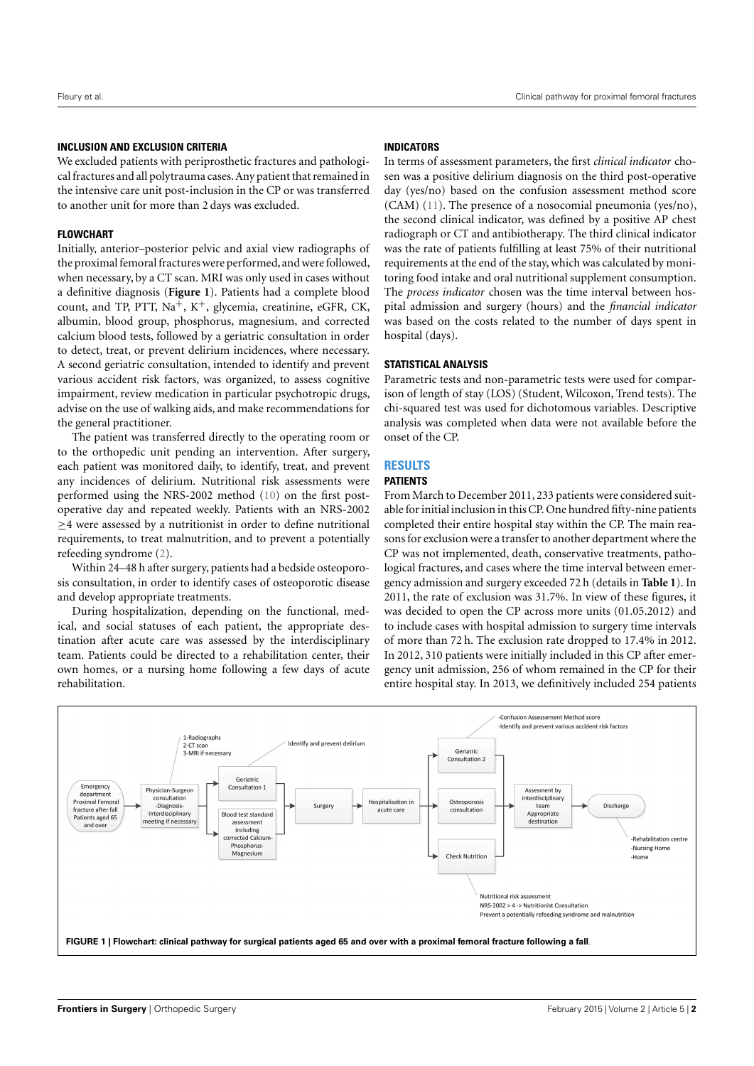## INCLUSION AND EXCLUSION CRITERIA

We excluded patients with periprosthetic fractures and pathological fractures and all polytrauma cases. Any patient that remained in the intensive care unit post-inclusion in the CP or was transferred to another unit for more than 2 days was excluded.

## FLOWCHART

Initially, anterior–posterior pelvic and axial view radiographs of the proximal femoral fractures were performed, and were followed, when necessary, by a CT scan. MRI was only used in cases without a definitive diagnosis (**Figure 1**). Patients had a complete blood count, and TP, PTT, $Na^{+}$, $K^{+}$, glycemia, creatinine, eGFR, CK, albumin, blood group, phosphorus, magnesium, and corrected calcium blood tests, followed by a geriatric consultation in order to detect, treat, or prevent delirium incidences, where necessary. A second geriatric consultation, intended to identify and prevent various accident risk factors, was organized, to assess cognitive impairment, review medication in particular psychotropic drugs, advise on the use of walking aids, and make recommendations for the general practitioner.

The patient was transferred directly to the operating room or to the orthopedic unit pending an intervention. After surgery, each patient was monitored daily, to identify, treat, and prevent any incidences of delirium. Nutritional risk assessments were performed using the NRS-2002 method (10) on the first post-operative day and repeated weekly. Patients with an NRS-2002 $\geq$4 were assessed by a nutritionist in order to define nutritional requirements, to treat malnutrition, and to prevent a potentially refeeding syndrome (2).

Within 24–48 h after surgery, patients had a bedside osteoporosis consultation, in order to identify cases of osteoporotic disease and develop appropriate treatments.

During hospitalization, depending on the functional, medical, and social statuses of each patient, the appropriate destination after acute care was assessed by the interdisciplinary team. Patients could be directed to a rehabilitation center, their own homes, or a nursing home following a few days of acute rehabilitation.

## INDICATORS

In terms of assessment parameters, the first *clinical indicator* chosen was a positive delirium diagnosis on the third post-operative day (yes/no) based on the confusion assessment method score (CAM) (11). The presence of a nosocomial pneumonia (yes/no), the second clinical indicator, was defined by a positive AP chest radiograph or CT and antibiotherapy. The third clinical indicator was the rate of patients fulfilling at least 75% of their nutritional requirements at the end of the stay, which was calculated by monitoring food intake and oral nutritional supplement consumption. The *process indicator* chosen was the time interval between hospital admission and surgery (hours) and the *financial indicator* was based on the costs related to the number of days spent in hospital (days).

## STATISTICAL ANALYSIS

Parametric tests and non-parametric tests were used for comparison of length of stay (LOS) (Student, Wilcoxon, Trend tests). The chi-squared test was used for dichotomous variables. Descriptive analysis was completed when data were not available before the onset of the CP.

# RESULTS

## PATIENTS

From March to December 2011, 233 patients were considered suitable for initial inclusion in this CP. One hundred fifty-nine patients completed their entire hospital stay within the CP. The main reasons for exclusion were a transfer to another department where the CP was not implemented, death, conservative treatments, pathological fractures, and cases where the time interval between emergency admission and surgery exceeded 72 h (details in **Table 1**). In 2011, the rate of exclusion was 31.7%. In view of these figures, it was decided to open the CP across more units (01.05.2012) and to include cases with hospital admission to surgery time intervals of more than 72 h. The exclusion rate dropped to 17.4% in 2012. In 2012, 310 patients were initially included in this CP after emergency unit admission, 256 of whom remained in the CP for their entire hospital stay. In 2013, we definitively included 254 patients

**FIGURE 1 | Flowchart: clinical pathway for surgical patients aged 65 and over with a proximal femoral fracture following a fall**.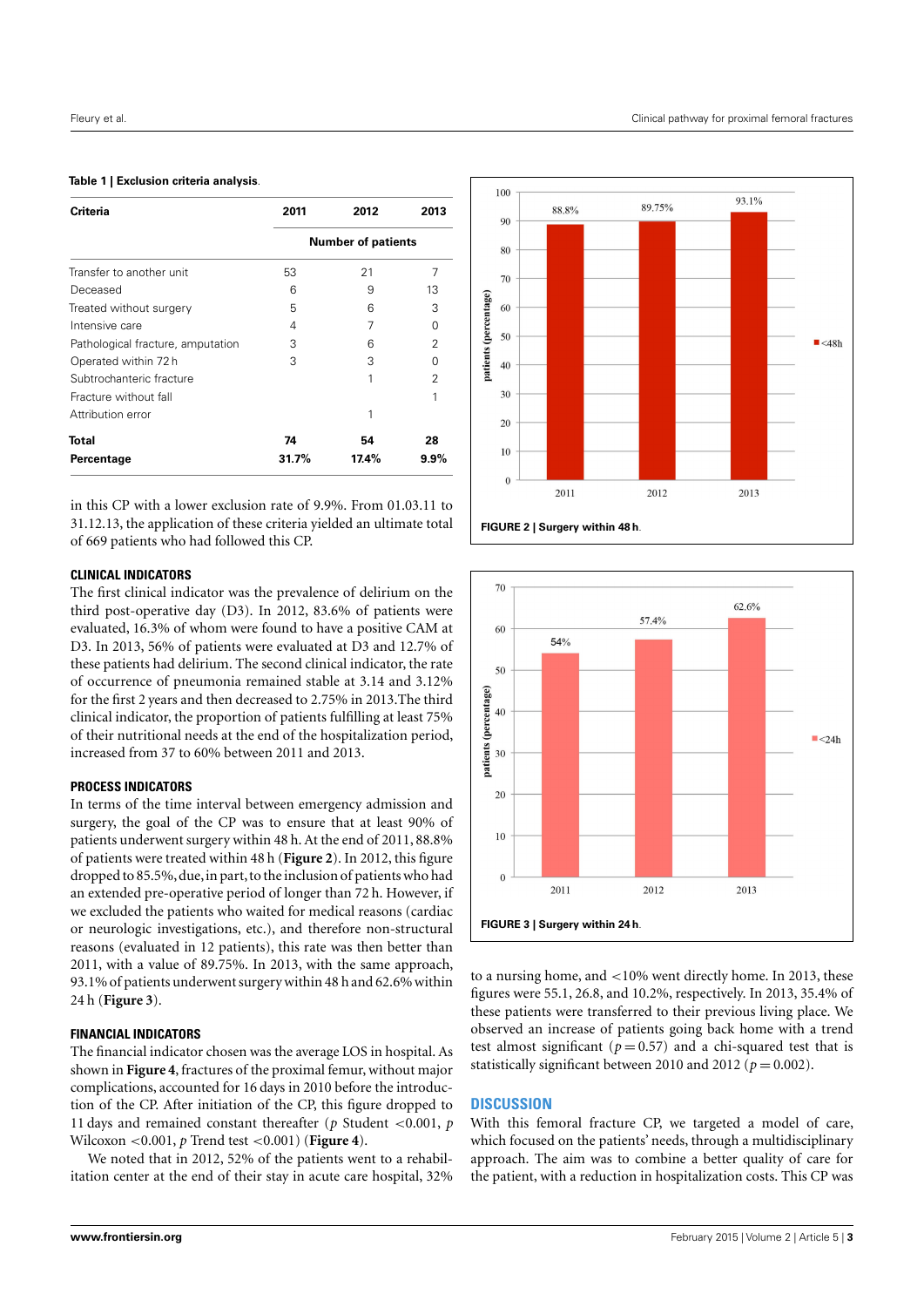**Table 1 | Exclusion criteria analysis.**

| Criteria | 2011 | 2012 | 2013 |
|---|---|---|---|
| | Number of patients | | |
| Transfer to another unit | 53 | 21 | 7 |
| Deceased | 6 | 9 | 13 |
| Treated without surgery | 5 | 6 | 3 |
| Intensive care | 4 | 7 | 0 |
| Pathological fracture, amputation | 3 | 6 | 2 |
| Operated within 72 h | 3 | 3 | 0 |
| Subtrochanteric fracture | | 1 | 2 |
| Fracture without fall | | | 1 |
| Attribution error | | 1 | |
| **Total** | **74** | **54** | **28** |
| **Percentage** | **31.7%** | **17.4%** | **9.9%** |

in this CP with a lower exclusion rate of 9.9%. From 01.03.11 to 31.12.13, the application of these criteria yielded an ultimate total of 669 patients who had followed this CP.

### CLINICAL INDICATORS

The first clinical indicator was the prevalence of delirium on the third post-operative day (D3). In 2012, 83.6% of patients were evaluated, 16.3% of whom were found to have a positive CAM at D3. In 2013, 56% of patients were evaluated at D3 and 12.7% of these patients had delirium. The second clinical indicator, the rate of occurrence of pneumonia remained stable at 3.14 and 3.12% for the first 2 years and then decreased to 2.75% in 2013.The third clinical indicator, the proportion of patients fulfilling at least 75% of their nutritional needs at the end of the hospitalization period, increased from 37 to 60% between 2011 and 2013.

### PROCESS INDICATORS

In terms of the time interval between emergency admission and surgery, the goal of the CP was to ensure that at least 90% of patients underwent surgery within 48 h. At the end of 2011, 88.8% of patients were treated within 48 h (**Figure 2**). In 2012, this figure dropped to 85.5%, due, in part, to the inclusion of patients who had an extended pre-operative period of longer than 72 h. However, if we excluded the patients who waited for medical reasons (cardiac or neurologic investigations, etc.), and therefore non-structural reasons (evaluated in 12 patients), this rate was then better than 2011, with a value of 89.75%. In 2013, with the same approach, 93.1% of patients underwent surgery within 48 h and 62.6% within 24 h (**Figure 3**).

### FINANCIAL INDICATORS

The financial indicator chosen was the average LOS in hospital. As shown in **Figure 4**, fractures of the proximal femur, without major complications, accounted for 16 days in 2010 before the introduction of the CP. After initiation of the CP, this figure dropped to 11 days and remained constant thereafter ($p$ Student $<0.001$, $p$ Wilcoxon $<0.001$, $p$ Trend test $<0.001$) (**Figure 4**).

We noted that in 2012, 52% of the patients went to a rehabilitation center at the end of their stay in acute care hospital, 32% to a nursing home, and <10% went directly home. In 2013, these figures were 55.1, 26.8, and 10.2%, respectively. In 2013, 35.4% of these patients were transferred to their previous living place. We observed an increase of patients going back home with a trend test almost significant ($p = 0.57$) and a chi-squared test that is statistically significant between 2010 and 2012 ($p = 0.002$).

**FIGURE 2 | Surgery within 48 h.**

**FIGURE 3 | Surgery within 24 h.**

## DISCUSSION

With this femoral fracture CP, we targeted a model of care, which focused on the patients' needs, through a multidisciplinary approach. The aim was to combine a better quality of care for the patient, with a reduction in hospitalization costs. This CP was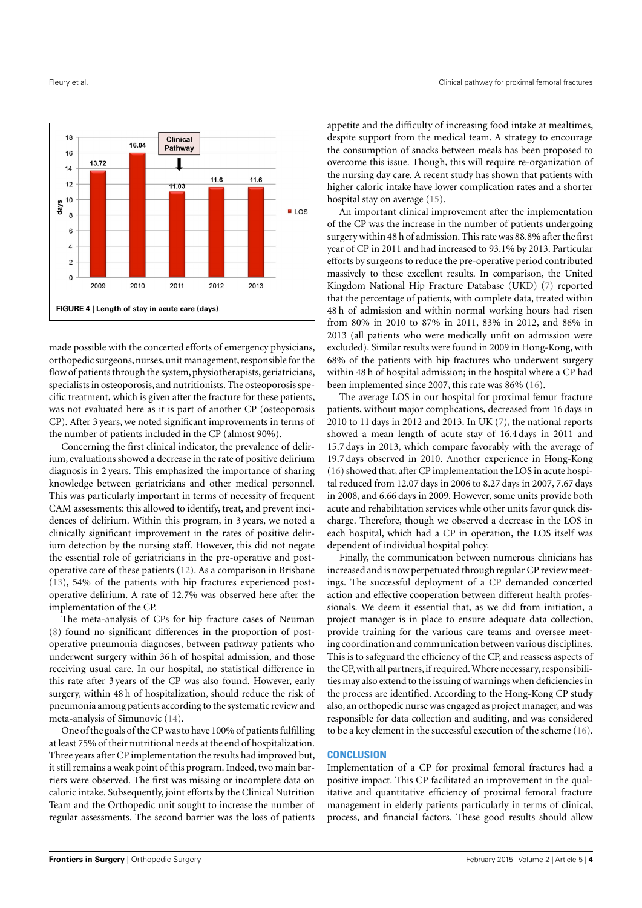FIGURE 4 | Length of stay in acute care (days).

made possible with the concerted efforts of emergency physicians, orthopedic surgeons, nurses, unit management, responsible for the flow of patients through the system, physiotherapists, geriatricians, specialists in osteoporosis, and nutritionists. The osteoporosis specific treatment, which is given after the fracture for these patients, was not evaluated here as it is part of another CP (osteoporosis CP). After 3 years, we noted significant improvements in terms of the number of patients included in the CP (almost 90%).

Concerning the first clinical indicator, the prevalence of delirium, evaluations showed a decrease in the rate of positive delirium diagnosis in 2 years. This emphasized the importance of sharing knowledge between geriatricians and other medical personnel. This was particularly important in terms of necessity of frequent CAM assessments: this allowed to identify, treat, and prevent incidences of delirium. Within this program, in 3 years, we noted a clinically significant improvement in the rates of positive delirium detection by the nursing staff. However, this did not negate the essential role of geriatricians in the pre-operative and post-operative care of these patients (12). As a comparison in Brisbane (13), 54% of the patients with hip fractures experienced post-operative delirium. A rate of 12.7% was observed here after the implementation of the CP.

The meta-analysis of CPs for hip fracture cases of Neuman (8) found no significant differences in the proportion of post-operative pneumonia diagnoses, between pathway patients who underwent surgery within 36 h of hospital admission, and those receiving usual care. In our hospital, no statistical difference in this rate after 3 years of the CP was also found. However, early surgery, within 48 h of hospitalization, should reduce the risk of pneumonia among patients according to the systematic review and meta-analysis of Simunovic (14).

One of the goals of the CP was to have 100% of patients fulfilling at least 75% of their nutritional needs at the end of hospitalization. Three years after CP implementation the results had improved but, it still remains a weak point of this program. Indeed, two main barriers were observed. The first was missing or incomplete data on caloric intake. Subsequently, joint efforts by the Clinical Nutrition Team and the Orthopedic unit sought to increase the number of regular assessments. The second barrier was the loss of patients appetite and the difficulty of increasing food intake at mealtimes, despite support from the medical team. A strategy to encourage the consumption of snacks between meals has been proposed to overcome this issue. Though, this will require re-organization of the nursing day care. A recent study has shown that patients with higher caloric intake have lower complication rates and a shorter hospital stay on average (15).

An important clinical improvement after the implementation of the CP was the increase in the number of patients undergoing surgery within 48 h of admission. This rate was 88.8% after the first year of CP in 2011 and had increased to 93.1% by 2013. Particular efforts by surgeons to reduce the pre-operative period contributed massively to these excellent results. In comparison, the United Kingdom National Hip Fracture Database (UKD) (7) reported that the percentage of patients, with complete data, treated within 48 h of admission and within normal working hours had risen from 80% in 2010 to 87% in 2011, 83% in 2012, and 86% in 2013 (all patients who were medically unfit on admission were excluded). Similar results were found in 2009 in Hong-Kong, with 68% of the patients with hip fractures who underwent surgery within 48 h of hospital admission; in the hospital where a CP had been implemented since 2007, this rate was 86% (16).

The average LOS in our hospital for proximal femur fracture patients, without major complications, decreased from 16 days in 2010 to 11 days in 2012 and 2013. In UK (7), the national reports showed a mean length of acute stay of 16.4 days in 2011 and 15.7 days in 2013, which compare favorably with the average of 19.7 days observed in 2010. Another experience in Hong-Kong (16) showed that, after CP implementation the LOS in acute hospital reduced from 12.07 days in 2006 to 8.27 days in 2007, 7.67 days in 2008, and 6.66 days in 2009. However, some units provide both acute and rehabilitation services while other units favor quick discharge. Therefore, though we observed a decrease in the LOS in each hospital, which had a CP in operation, the LOS itself was dependent of individual hospital policy.

Finally, the communication between numerous clinicians has increased and is now perpetuated through regular CP review meetings. The successful deployment of a CP demanded concerted action and effective cooperation between different health professionals. We deem it essential that, as we did from initiation, a project manager is in place to ensure adequate data collection, provide training for the various care teams and oversee meeting coordination and communication between various disciplines. This is to safeguard the efficiency of the CP, and reassess aspects of the CP, with all partners, if required. Where necessary, responsibilities may also extend to the issuing of warnings when deficiencies in the process are identified. According to the Hong-Kong CP study also, an orthopedic nurse was engaged as project manager, and was responsible for data collection and auditing, and was considered to be a key element in the successful execution of the scheme (16).

## CONCLUSION

Implementation of a CP for proximal femoral fractures had a positive impact. This CP facilitated an improvement in the qualitative and quantitative efficiency of proximal femoral fracture management in elderly patients particularly in terms of clinical, process, and financial factors. These good results should allow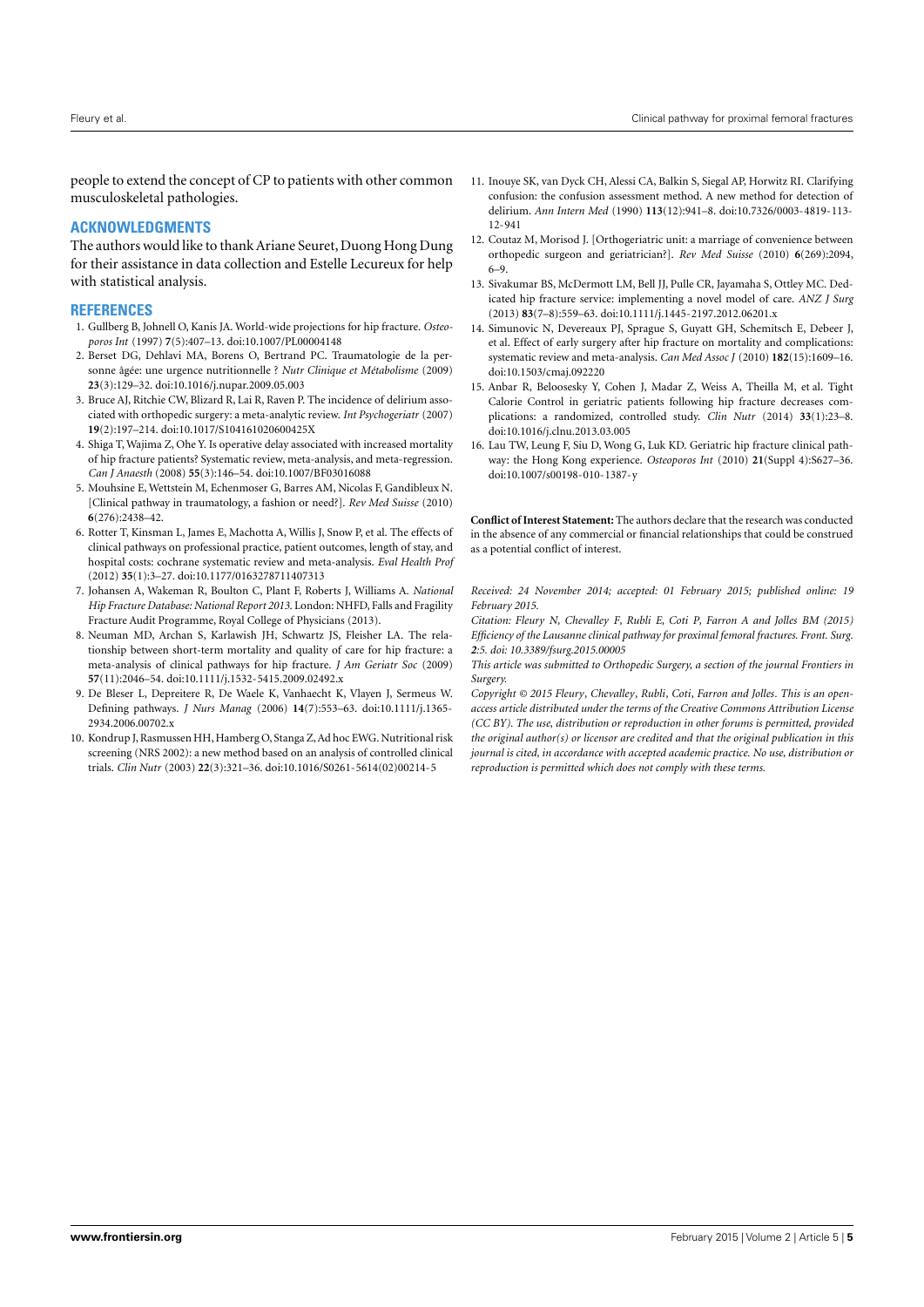people to extend the concept of CP to patients with other common musculoskeletal pathologies.

## ACKNOWLEDGMENTS

The authors would like to thank Ariane Seuret, Duong Hong Dung for their assistance in data collection and Estelle Lecureux for help with statistical analysis.

## REFERENCES

1. Gullberg B, Johnell O, Kanis JA. World-wide projections for hip fracture. *Osteoporos Int* (1997) **7**(5):407–13. doi:10.1007/PL00004148
2. Berset DG, Dehlavi MA, Borens O, Bertrand PC. Traumatologie de la personne âgée: une urgence nutritionnelle ? *Nutr Clinique et Métabolisme* (2009) **23**(3):129–32. doi:10.1016/j.nupar.2009.05.003
3. Bruce AJ, Ritchie CW, Blizard R, Lai R, Raven P. The incidence of delirium associated with orthopedic surgery: a meta-analytic review. *Int Psychogeriatr* (2007) **19**(2):197–214. doi:10.1017/S104161020600425X
4. Shiga T, Wajima Z, Ohe Y. Is operative delay associated with increased mortality of hip fracture patients? Systematic review, meta-analysis, and meta-regression. *Can J Anaesth* (2008) **55**(3):146–54. doi:10.1007/BF03016088
5. Mouhsine E, Wettstein M, Echenmoser G, Barres AM, Nicolas F, Gandibleux N. [Clinical pathway in traumatology, a fashion or need?]. *Rev Med Suisse* (2010) **6**(276):2438–42.
6. Rotter T, Kinsman L, James E, Machotta A, Willis J, Snow P, et al. The effects of clinical pathways on professional practice, patient outcomes, length of stay, and hospital costs: cochrane systematic review and meta-analysis. *Eval Health Prof* (2012) **35**(1):3–27. doi:10.1177/0163278711407313
7. Johansen A, Wakeman R, Boulton C, Plant F, Roberts J, Williams A. *National Hip Fracture Database: National Report 2013*. London: NHFD, Falls and Fragility Fracture Audit Programme, Royal College of Physicians (2013).
8. Neuman MD, Archan S, Karlawish JH, Schwartz JS, Fleisher LA. The relationship between short-term mortality and quality of care for hip fracture: a meta-analysis of clinical pathways for hip fracture. *J Am Geriatr Soc* (2009) **57**(11):2046–54. doi:10.1111/j.1532-5415.2009.02492.x
9. De Bleser L, Depreitere R, De Waele K, Vanhaecht K, Vlayen J, Sermeus W. Defining pathways. *J Nurs Manag* (2006) **14**(7):553–63. doi:10.1111/j.1365-2934.2006.00702.x
10. Kondrup J, Rasmussen HH, Hamberg O, Stanga Z, Ad hoc EWG. Nutritional risk screening (NRS 2002): a new method based on an analysis of controlled clinical trials. *Clin Nutr* (2003) **22**(3):321–36. doi:10.1016/S0261-5614(02)00214-5
11. Inouye SK, van Dyck CH, Alessi CA, Balkin S, Siegal AP, Horwitz RI. Clarifying confusion: the confusion assessment method. A new method for detection of delirium. *Ann Intern Med* (1990) **113**(12):941–8. doi:10.7326/0003-4819-113-12-941
12. Coutaz M, Morisod J. [Orthogeriatric unit: a marriage of convenience between orthopedic surgeon and geriatrician?]. *Rev Med Suisse* (2010) **6**(269):2094, 6–9.
13. Sivakumar BS, McDermott LM, Bell JJ, Pulle CR, Jayamaha S, Ottley MC. Dedicated hip fracture service: implementing a novel model of care. *ANZ J Surg* (2013) **83**(7–8):559–63. doi:10.1111/j.1445-2197.2012.06201.x
14. Simunovic N, Devereaux PJ, Sprague S, Guyatt GH, Schemitsch E, Debeer J, et al. Effect of early surgery after hip fracture on mortality and complications: systematic review and meta-analysis. *Can Med Assoc J* (2010) **182**(15):1609–16. doi:10.1503/cmaj.092220
15. Anbar R, Beloosesky Y, Cohen J, Madar Z, Weiss A, Theilla M, et al. Tight Calorie Control in geriatric patients following hip fracture decreases complications: a randomized, controlled study. *Clin Nutr* (2014) **33**(1):23–8. doi:10.1016/j.clnu.2013.03.005
16. Lau TW, Leung F, Siu D, Wong G, Luk KD. Geriatric hip fracture clinical pathway: the Hong Kong experience. *Osteoporos Int* (2010) **21**(Suppl 4):S627–36. doi:10.1007/s00198-010-1387-y

**Conflict of Interest Statement:** The authors declare that the research was conducted in the absence of any commercial or financial relationships that could be construed as a potential conflict of interest.

*Received: 24 November 2014; accepted: 01 February 2015; published online: 19 February 2015.*

*Citation: Fleury N, Chevalley F, Rubli E, Coti P, Farron A and Jolles BM (2015) Efficiency of the Lausanne clinical pathway for proximal femoral fractures. Front. Surg. 2:5. doi: 10.3389/fsurg.2015.00005*

*This article was submitted to Orthopedic Surgery, a section of the journal Frontiers in Surgery.*

*Copyright © 2015 Fleury, Chevalley, Rubli, Coti, Farron and Jolles. This is an open-access article distributed under the terms of the Creative Commons Attribution License (CC BY). The use, distribution or reproduction in other forums is permitted, provided the original author(s) or licensor are credited and that the original publication in this journal is cited, in accordance with accepted academic practice. No use, distribution or reproduction is permitted which does not comply with these terms.*